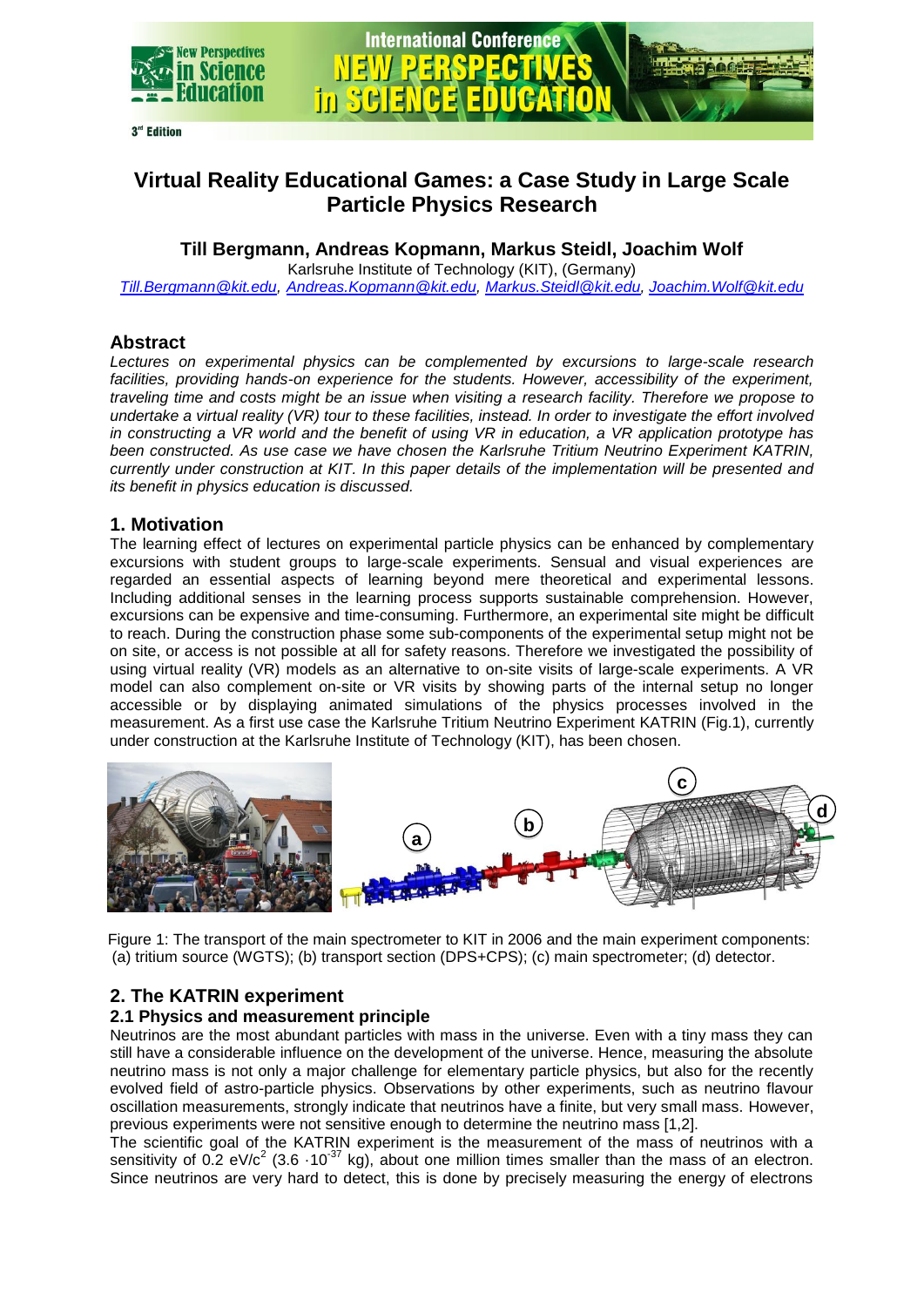# Virtual Reality Educational Games: a Case Study in Large Scale Particle Physics Research

**Till Bergmann, Andreas Kopmann, Markus Steidl, Joachim Wolf**

Karlsruhe Institute of Technology (KIT), (Germany)

Till.Bergmann@kit.edu, Andreas.Kopmann@kit.edu, Markus.Steidl@kit.edu, Joachim.Wolf@kit.edu

## Abstract

*Lectures on experimental physics can be complemented by excursions to large-scale research facilities, providing hands-on experience for the students. However, accessibility of the experiment, traveling time and costs might be an issue when visiting a research facility. Therefore we propose to undertake a virtual reality (VR) tour to these facilities, instead. In order to investigate the effort involved in constructing a VR world and the benefit of using VR in education, a VR application prototype has been constructed. As use case we have chosen the Karlsruhe Tritium Neutrino Experiment KATRIN, currently under construction at KIT. In this paper details of the implementation will be presented and its benefit in physics education is discussed.*

## 1. Motivation

The learning effect of lectures on experimental particle physics can be enhanced by complementary excursions with student groups to large-scale experiments. Sensual and visual experiences are regarded an essential aspects of learning beyond mere theoretical and experimental lessons. Including additional senses in the learning process supports sustainable comprehension. However, excursions can be expensive and time-consuming. Furthermore, an experimental site might be difficult to reach. During the construction phase some sub-components of the experimental setup might not be on site, or access is not possible at all for safety reasons. Therefore we investigated the possibility of using virtual reality (VR) models as an alternative to on-site visits of large-scale experiments. A VR model can also complement on-site or VR visits by showing parts of the internal setup no longer accessible or by displaying animated simulations of the physics processes involved in the measurement. As a first use case the Karlsruhe Tritium Neutrino Experiment KATRIN (Fig.1), currently under construction at the Karlsruhe Institute of Technology (KIT), has been chosen.

Figure 1: The transport of the main spectrometer to KIT in 2006 and the main experiment components: (a) tritium source (WGTS); (b) transport section (DPS+CPS); (c) main spectrometer; (d) detector.

## 2. The KATRIN experiment

### 2.1 Physics and measurement principle

Neutrinos are the most abundant particles with mass in the universe. Even with a tiny mass they can still have a considerable influence on the development of the universe. Hence, measuring the absolute neutrino mass is not only a major challenge for elementary particle physics, but also for the recently evolved field of astro-particle physics. Observations by other experiments, such as neutrino flavour oscillation measurements, strongly indicate that neutrinos have a finite, but very small mass. However, previous experiments were not sensitive enough to determine the neutrino mass [1,2].

The scientific goal of the KATRIN experiment is the measurement of the mass of neutrinos with a sensitivity of 0.2 $eV/c^2$ ($3.6 \cdot 10^{-37}$ kg), about one million times smaller than the mass of an electron. Since neutrinos are very hard to detect, this is done by precisely measuring the energy of electrons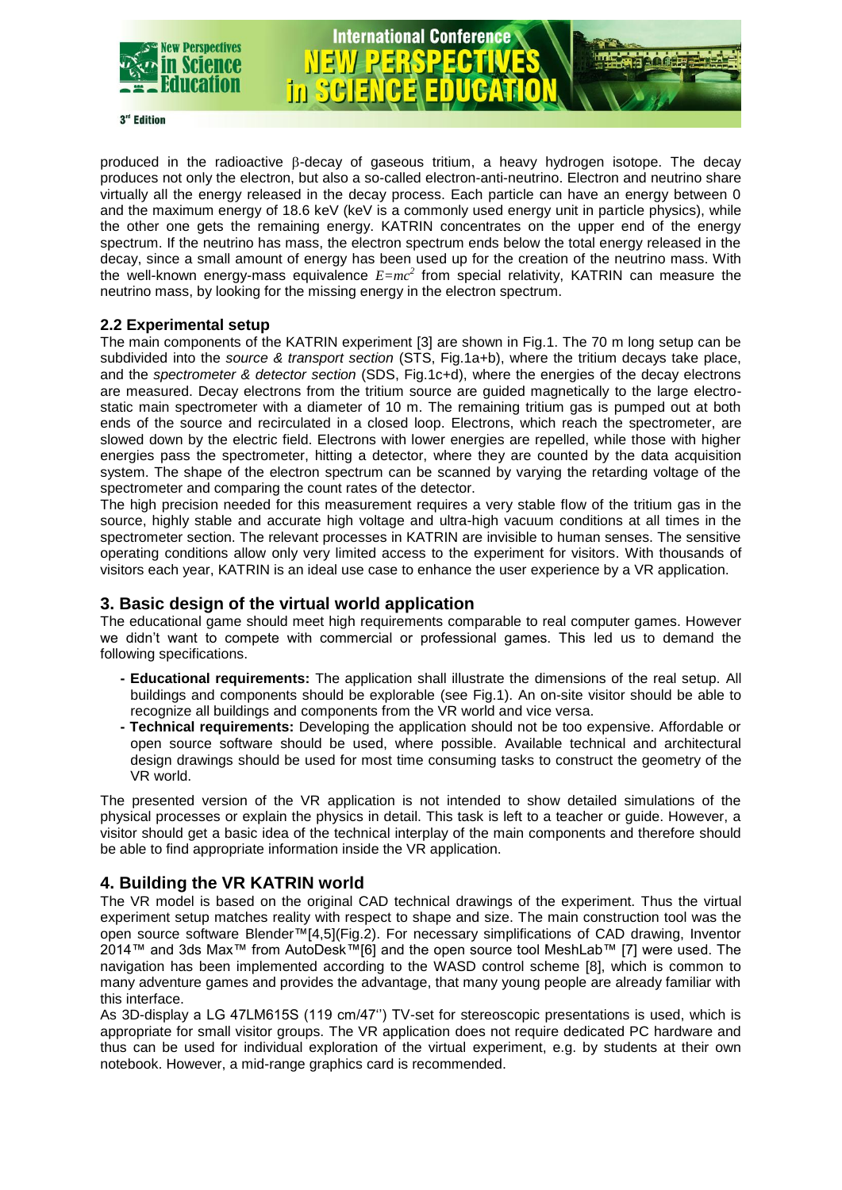produced in the radioactive β-decay of gaseous tritium, a heavy hydrogen isotope. The decay produces not only the electron, but also a so-called electron-anti-neutrino. Electron and neutrino share virtually all the energy released in the decay process. Each particle can have an energy between 0 and the maximum energy of 18.6 keV (keV is a commonly used energy unit in particle physics), while the other one gets the remaining energy. KATRIN concentrates on the upper end of the energy spectrum. If the neutrino has mass, the electron spectrum ends below the total energy released in the decay, since a small amount of energy has been used up for the creation of the neutrino mass. With the well-known energy-mass equivalence $E=mc^2$ from special relativity, KATRIN can measure the neutrino mass, by looking for the missing energy in the electron spectrum.

### 2.2 Experimental setup

The main components of the KATRIN experiment [3] are shown in Fig.1. The 70 m long setup can be subdivided into the *source & transport section* (STS, Fig.1a+b), where the tritium decays take place, and the *spectrometer & detector section* (SDS, Fig.1c+d), where the energies of the decay electrons are measured. Decay electrons from the tritium source are guided magnetically to the large electro-static main spectrometer with a diameter of 10 m. The remaining tritium gas is pumped out at both ends of the source and recirculated in a closed loop. Electrons, which reach the spectrometer, are slowed down by the electric field. Electrons with lower energies are repelled, while those with higher energies pass the spectrometer, hitting a detector, where they are counted by the data acquisition system. The shape of the electron spectrum can be scanned by varying the retarding voltage of the spectrometer and comparing the count rates of the detector.

The high precision needed for this measurement requires a very stable flow of the tritium gas in the source, highly stable and accurate high voltage and ultra-high vacuum conditions at all times in the spectrometer section. The relevant processes in KATRIN are invisible to human senses. The sensitive operating conditions allow only very limited access to the experiment for visitors. With thousands of visitors each year, KATRIN is an ideal use case to enhance the user experience by a VR application.

## 3. Basic design of the virtual world application

The educational game should meet high requirements comparable to real computer games. However we didn't want to compete with commercial or professional games. This led us to demand the following specifications.

- **Educational requirements:** The application shall illustrate the dimensions of the real setup. All buildings and components should be explorable (see Fig.1). An on-site visitor should be able to recognize all buildings and components from the VR world and vice versa.
- **Technical requirements:** Developing the application should not be too expensive. Affordable or open source software should be used, where possible. Available technical and architectural design drawings should be used for most time consuming tasks to construct the geometry of the VR world.

The presented version of the VR application is not intended to show detailed simulations of the physical processes or explain the physics in detail. This task is left to a teacher or guide. However, a visitor should get a basic idea of the technical interplay of the main components and therefore should be able to find appropriate information inside the VR application.

## 4. Building the VR KATRIN world

The VR model is based on the original CAD technical drawings of the experiment. Thus the virtual experiment setup matches reality with respect to shape and size. The main construction tool was the open source software Blender™[4,5](Fig.2). For necessary simplifications of CAD drawing, Inventor 2014™ and 3ds Max™ from AutoDesk™[6] and the open source tool MeshLab™ [7] were used. The navigation has been implemented according to the WASD control scheme [8], which is common to many adventure games and provides the advantage, that many young people are already familiar with this interface.

As 3D-display a LG 47LM615S (119 cm/47'') TV-set for stereoscopic presentations is used, which is appropriate for small visitor groups. The VR application does not require dedicated PC hardware and thus can be used for individual exploration of the virtual experiment, e.g. by students at their own notebook. However, a mid-range graphics card is recommended.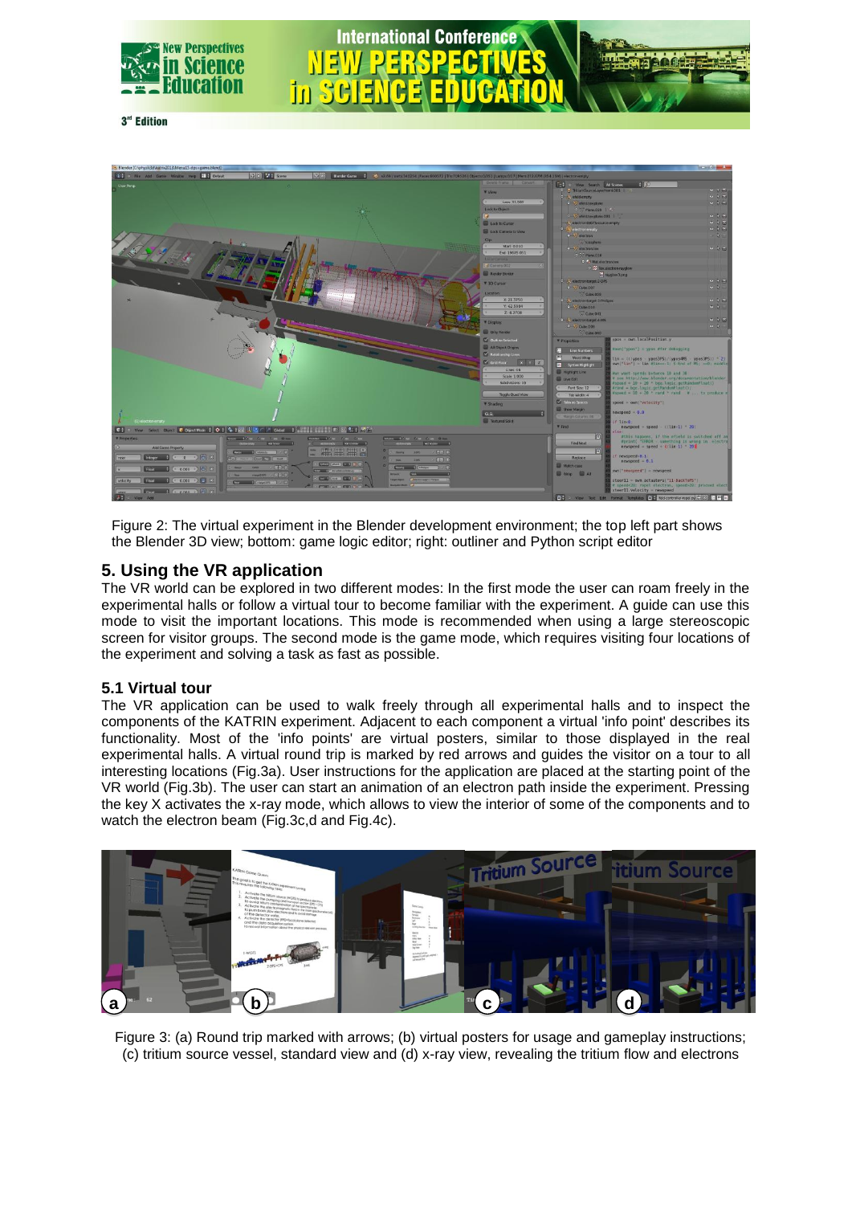Figure 2: The virtual experiment in the Blender development environment; the top left part shows the Blender 3D view; bottom: game logic editor; right: outliner and Python script editor

## 5. Using the VR application

The VR world can be explored in two different modes: In the first mode the user can roam freely in the experimental halls or follow a virtual tour to become familiar with the experiment. A guide can use this mode to visit the important locations. This mode is recommended when using a large stereoscopic screen for visitor groups. The second mode is the game mode, which requires visiting four locations of the experiment and solving a task as fast as possible.

### 5.1 Virtual tour

The VR application can be used to walk freely through all experimental halls and to inspect the components of the KATRIN experiment. Adjacent to each component a virtual 'info point' describes its functionality. Most of the 'info points' are virtual posters, similar to those displayed in the real experimental halls. A virtual round trip is marked by red arrows and guides the visitor on a tour to all interesting locations (Fig.3a). User instructions for the application are placed at the starting point of the VR world (Fig.3b). The user can start an animation of an electron path inside the experiment. Pressing the key X activates the x-ray mode, which allows to view the interior of some of the components and to watch the electron beam (Fig.3c,d and Fig.4c).

Figure 3: (a) Round trip marked with arrows; (b) virtual posters for usage and gameplay instructions; (c) tritium source vessel, standard view and (d) x-ray view, revealing the tritium flow and electrons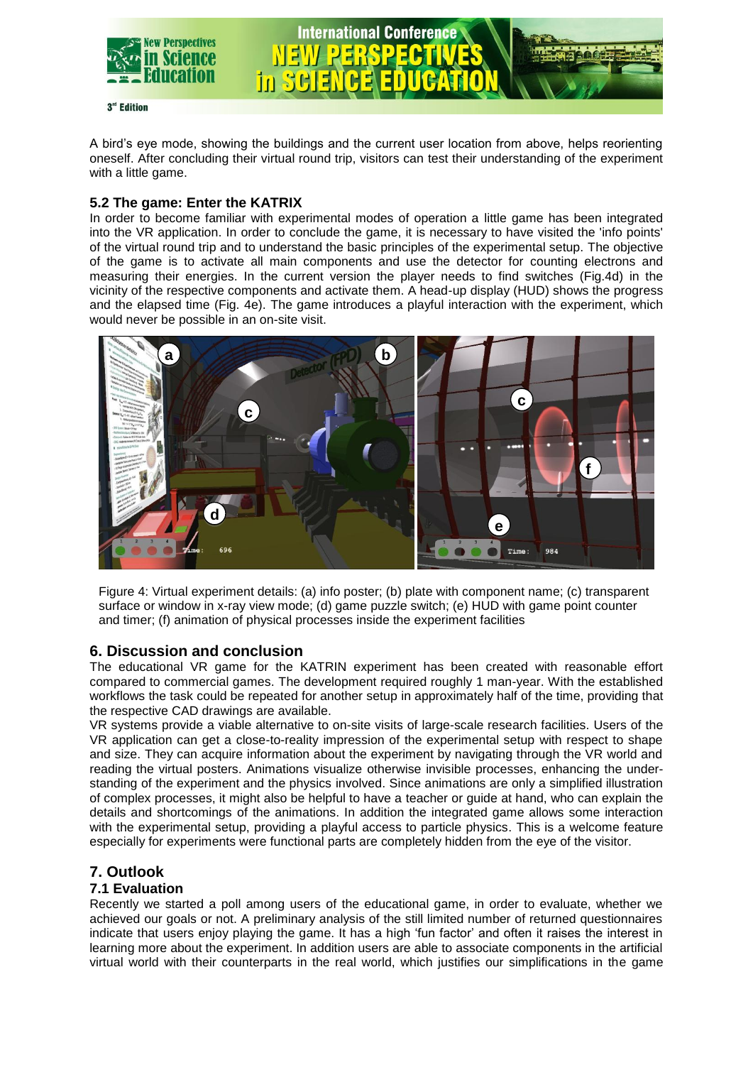A bird's eye mode, showing the buildings and the current user location from above, helps reorienting oneself. After concluding their virtual round trip, visitors can test their understanding of the experiment with a little game.

### 5.2 The game: Enter the KATRIX

In order to become familiar with experimental modes of operation a little game has been integrated into the VR application. In order to conclude the game, it is necessary to have visited the 'info points' of the virtual round trip and to understand the basic principles of the experimental setup. The objective of the game is to activate all main components and use the detector for counting electrons and measuring their energies. In the current version the player needs to find switches (Fig.4d) in the vicinity of the respective components and activate them. A head-up display (HUD) shows the progress and the elapsed time (Fig. 4e). The game introduces a playful interaction with the experiment, which would never be possible in an on-site visit.

Figure 4: Virtual experiment details: (a) info poster; (b) plate with component name; (c) transparent surface or window in x-ray view mode; (d) game puzzle switch; (e) HUD with game point counter and timer; (f) animation of physical processes inside the experiment facilities

## 6. Discussion and conclusion

The educational VR game for the KATRIN experiment has been created with reasonable effort compared to commercial games. The development required roughly 1 man-year. With the established workflows the task could be repeated for another setup in approximately half of the time, providing that the respective CAD drawings are available.

VR systems provide a viable alternative to on-site visits of large-scale research facilities. Users of the VR application can get a close-to-reality impression of the experimental setup with respect to shape and size. They can acquire information about the experiment by navigating through the VR world and reading the virtual posters. Animations visualize otherwise invisible processes, enhancing the understanding of the experiment and the physics involved. Since animations are only a simplified illustration of complex processes, it might also be helpful to have a teacher or guide at hand, who can explain the details and shortcomings of the animations. In addition the integrated game allows some interaction with the experimental setup, providing a playful access to particle physics. This is a welcome feature especially for experiments were functional parts are completely hidden from the eye of the visitor.

## 7. Outlook

### 7.1 Evaluation

Recently we started a poll among users of the educational game, in order to evaluate, whether we achieved our goals or not. A preliminary analysis of the still limited number of returned questionnaires indicate that users enjoy playing the game. It has a high 'fun factor' and often it raises the interest in learning more about the experiment. In addition users are able to associate components in the artificial virtual world with their counterparts in the real world, which justifies our simplifications in the game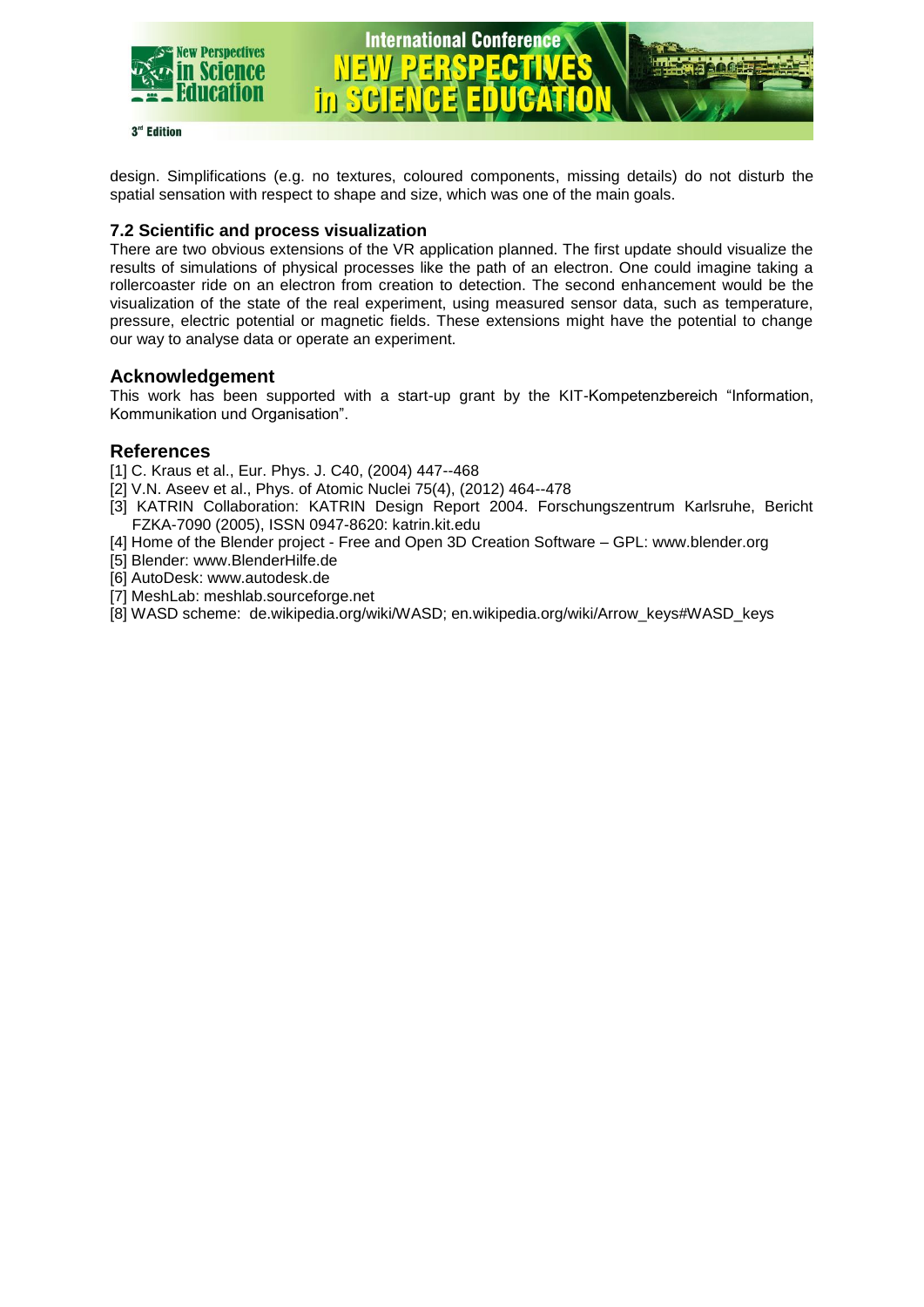design. Simplifications (e.g. no textures, coloured components, missing details) do not disturb the spatial sensation with respect to shape and size, which was one of the main goals.

### 7.2 Scientific and process visualization

There are two obvious extensions of the VR application planned. The first update should visualize the results of simulations of physical processes like the path of an electron. One could imagine taking a rollercoaster ride on an electron from creation to detection. The second enhancement would be the visualization of the state of the real experiment, using measured sensor data, such as temperature, pressure, electric potential or magnetic fields. These extensions might have the potential to change our way to analyse data or operate an experiment.

## Acknowledgement

This work has been supported with a start-up grant by the KIT-Kompetenzbereich "Information, Kommunikation und Organisation".

## References

[1] C. Kraus et al., Eur. Phys. J. C40, (2004) 447--468
[2] V.N. Aseev et al., Phys. of Atomic Nuclei 75(4), (2012) 464--478
[3] KATRIN Collaboration: KATRIN Design Report 2004. Forschungszentrum Karlsruhe, Bericht FZKA-7090 (2005), ISSN 0947-8620: katrin.kit.edu
[4] Home of the Blender project - Free and Open 3D Creation Software – GPL: www.blender.org
[5] Blender: www.BlenderHilfe.de
[6] AutoDesk: www.autodesk.de
[7] MeshLab: meshlab.sourceforge.net
[8] WASD scheme: de.wikipedia.org/wiki/WASD; en.wikipedia.org/wiki/Arrow_keys#WASD_keys